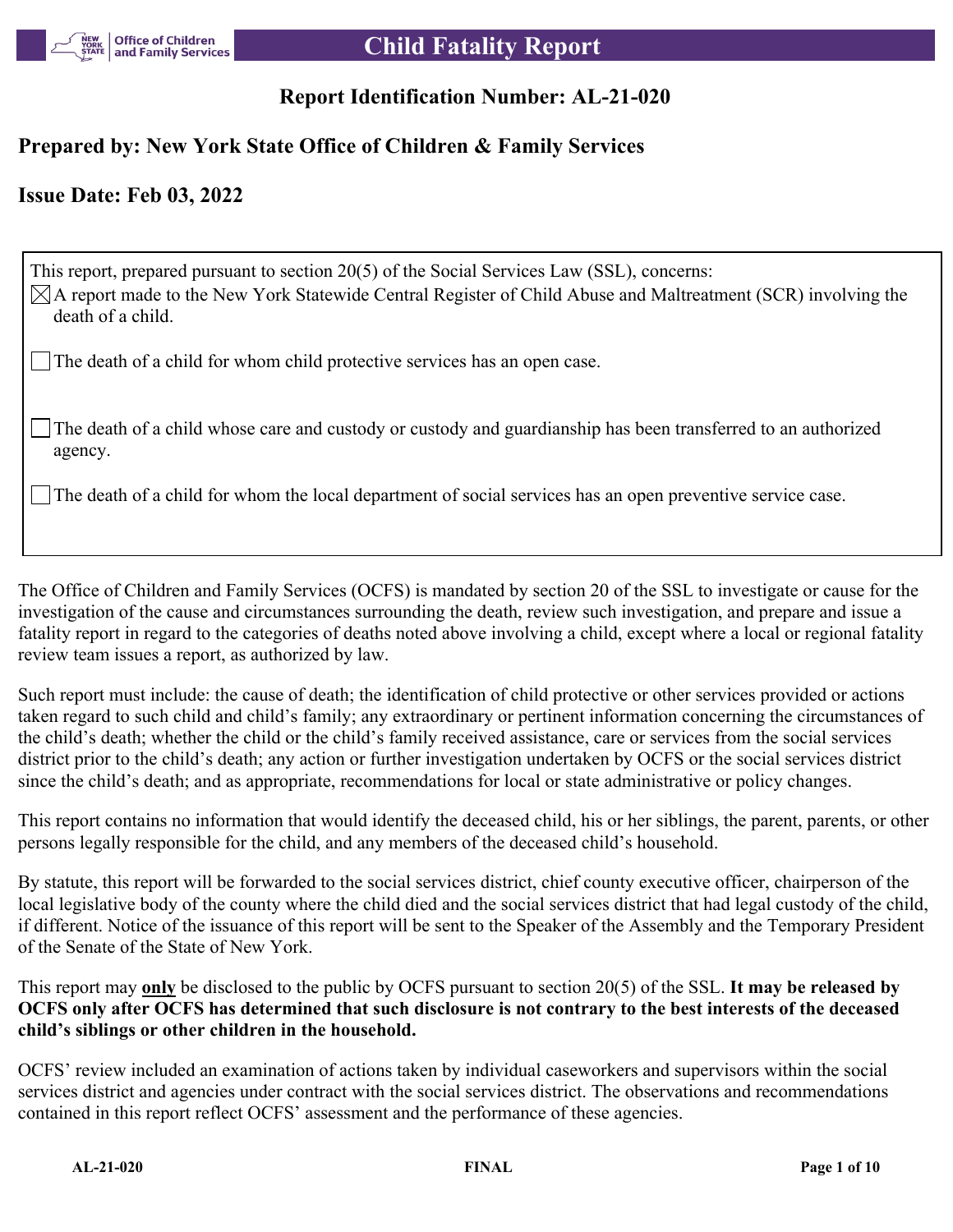# Child Fatality Report

## Report Identification Number: AL-21-020

## Prepared by: New York State Office of Children & Family Services

## Issue Date: Feb 03, 2022

This report, prepared pursuant to section 20(5) of the Social Services Law (SSL), concerns:

- [x] A report made to the New York Statewide Central Register of Child Abuse and Maltreatment (SCR) involving the death of a child.
- [ ] The death of a child for whom child protective services has an open case.
- [ ] The death of a child whose care and custody or custody and guardianship has been transferred to an authorized agency.
- [ ] The death of a child for whom the local department of social services has an open preventive service case.

The Office of Children and Family Services (OCFS) is mandated by section 20 of the SSL to investigate or cause for the investigation of the cause and circumstances surrounding the death, review such investigation, and prepare and issue a fatality report in regard to the categories of deaths noted above involving a child, except where a local or regional fatality review team issues a report, as authorized by law.

Such report must include: the cause of death; the identification of child protective or other services provided or actions taken regard to such child and child's family; any extraordinary or pertinent information concerning the circumstances of the child's death; whether the child or the child's family received assistance, care or services from the social services district prior to the child's death; any action or further investigation undertaken by OCFS or the social services district since the child's death; and as appropriate, recommendations for local or state administrative or policy changes.

This report contains no information that would identify the deceased child, his or her siblings, the parent, parents, or other persons legally responsible for the child, and any members of the deceased child's household.

By statute, this report will be forwarded to the social services district, chief county executive officer, chairperson of the local legislative body of the county where the child died and the social services district that had legal custody of the child, if different. Notice of the issuance of this report will be sent to the Speaker of the Assembly and the Temporary President of the Senate of the State of New York.

This report may <u>**only**</u> be disclosed to the public by OCFS pursuant to section 20(5) of the SSL. **It may be released by OCFS only after OCFS has determined that such disclosure is not contrary to the best interests of the deceased child's siblings or other children in the household.**

OCFS' review included an examination of actions taken by individual caseworkers and supervisors within the social services district and agencies under contract with the social services district. The observations and recommendations contained in this report reflect OCFS' assessment and the performance of these agencies.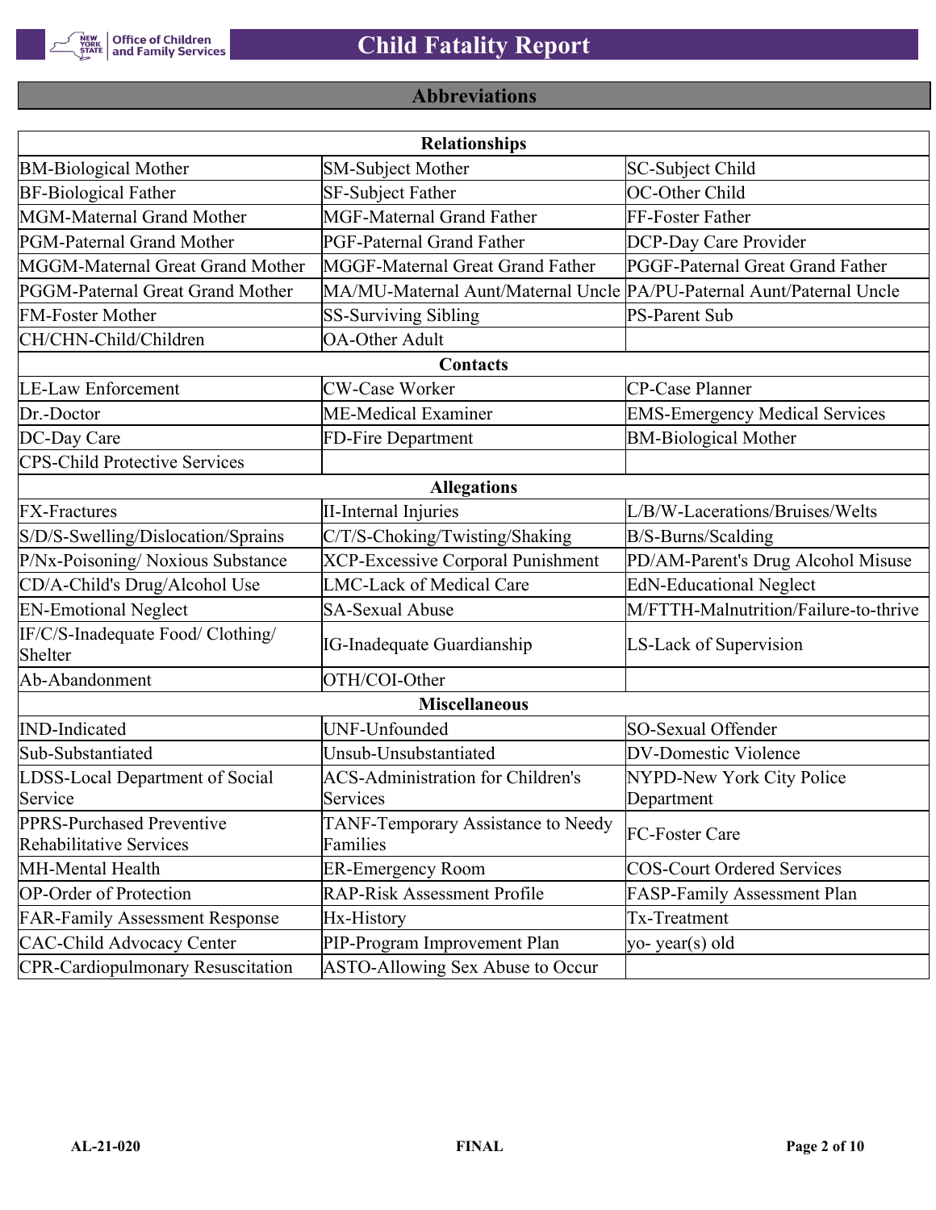## Abbreviations

| Relationships | | |
|---|---|---|
| BM-Biological Mother | SM-Subject Mother | SC-Subject Child |
| BF-Biological Father | SF-Subject Father | OC-Other Child |
| MGM-Maternal Grand Mother | MGF-Maternal Grand Father | FF-Foster Father |
| PGM-Paternal Grand Mother | PGF-Paternal Grand Father | DCP-Day Care Provider |
| MGGM-Maternal Great Grand Mother | MGGF-Maternal Great Grand Father | PGGF-Paternal Great Grand Father |
| PGGM-Paternal Great Grand Mother | MA/MU-Maternal Aunt/Maternal Uncle | PA/PU-Paternal Aunt/Paternal Uncle |
| FM-Foster Mother | SS-Surviving Sibling | PS-Parent Sub |
| CH/CHN-Child/Children | OA-Other Adult | |
| **Contacts** | | |
| LE-Law Enforcement | CW-Case Worker | CP-Case Planner |
| Dr.-Doctor | ME-Medical Examiner | EMS-Emergency Medical Services |
| DC-Day Care | FD-Fire Department | BM-Biological Mother |
| CPS-Child Protective Services | | |
| **Allegations** | | |
| FX-Fractures | II-Internal Injuries | L/B/W-Lacerations/Bruises/Welts |
| S/D/S-Swelling/Dislocation/Sprains | C/T/S-Choking/Twisting/Shaking | B/S-Burns/Scalding |
| P/Nx-Poisoning/ Noxious Substance | XCP-Excessive Corporal Punishment | PD/AM-Parent's Drug Alcohol Misuse |
| CD/A-Child's Drug/Alcohol Use | LMC-Lack of Medical Care | EdN-Educational Neglect |
| EN-Emotional Neglect | SA-Sexual Abuse | M/FTTH-Malnutrition/Failure-to-thrive |
| IF/C/S-Inadequate Food/ Clothing/ Shelter | IG-Inadequate Guardianship | LS-Lack of Supervision |
| Ab-Abandonment | OTH/COI-Other | |
| **Miscellaneous** | | |
| IND-Indicated | UNF-Unfounded | SO-Sexual Offender |
| Sub-Substantiated | Unsub-Unsubstantiated | DV-Domestic Violence |
| LDSS-Local Department of Social Service | ACS-Administration for Children's Services | NYPD-New York City Police Department |
| PPRS-Purchased Preventive Rehabilitative Services | TANF-Temporary Assistance to Needy Families | FC-Foster Care |
| MH-Mental Health | ER-Emergency Room | COS-Court Ordered Services |
| OP-Order of Protection | RAP-Risk Assessment Profile | FASP-Family Assessment Plan |
| FAR-Family Assessment Response | Hx-History | Tx-Treatment |
| CAC-Child Advocacy Center | PIP-Program Improvement Plan | yo- year(s) old |
| CPR-Cardiopulmonary Resuscitation | ASTO-Allowing Sex Abuse to Occur | |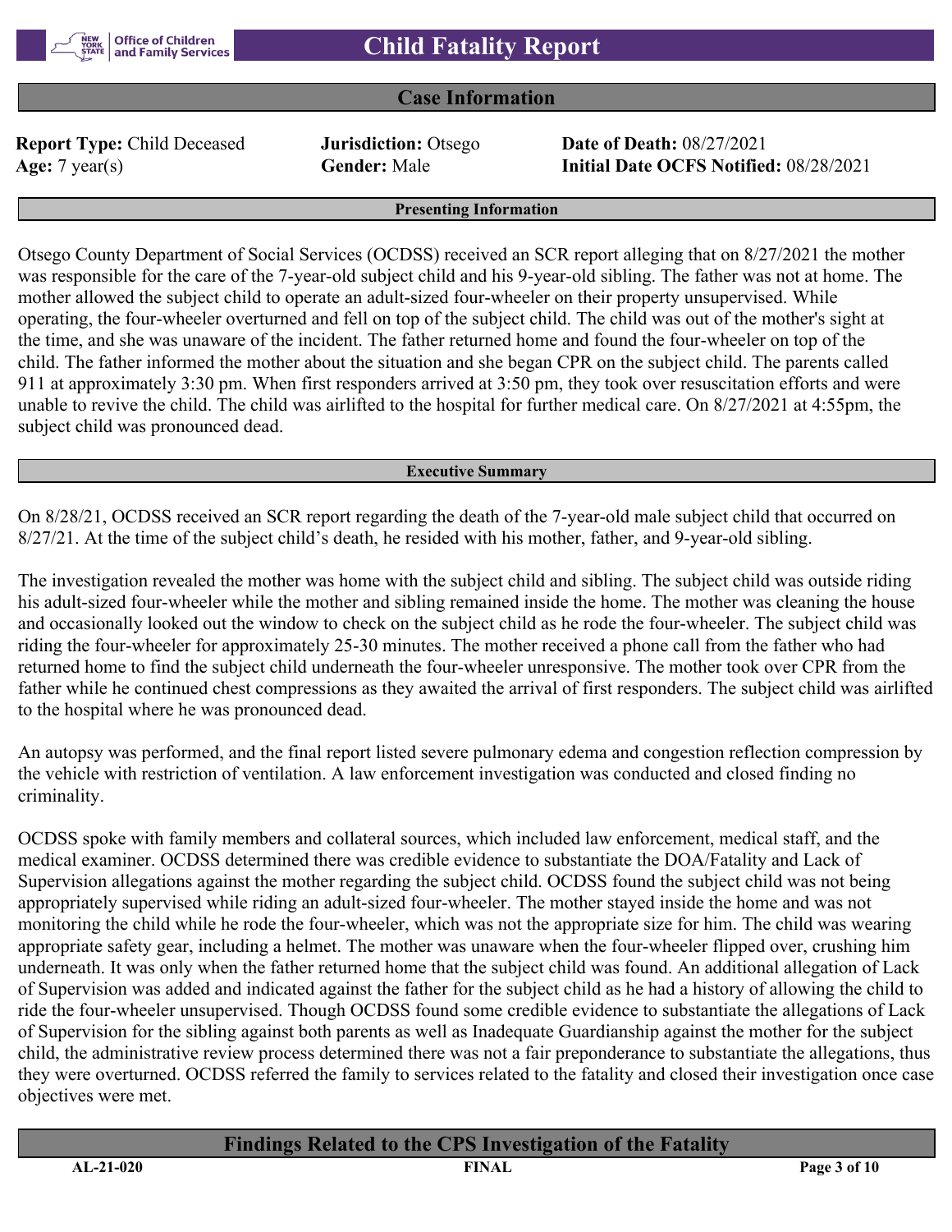# Child Fatality Report

## Case Information

**Report Type:** Child Deceased **Jurisdiction:** Otsego **Date of Death:** 08/27/2021
**Age:** 7 year(s) **Gender:** Male **Initial Date OCFS Notified:** 08/28/2021

### Presenting Information

Otsego County Department of Social Services (OCDSS) received an SCR report alleging that on 8/27/2021 the mother was responsible for the care of the 7-year-old subject child and his 9-year-old sibling. The father was not at home. The mother allowed the subject child to operate an adult-sized four-wheeler on their property unsupervised. While operating, the four-wheeler overturned and fell on top of the subject child. The child was out of the mother's sight at the time, and she was unaware of the incident. The father returned home and found the four-wheeler on top of the child. The father informed the mother about the situation and she began CPR on the subject child. The parents called 911 at approximately 3:30 pm. When first responders arrived at 3:50 pm, they took over resuscitation efforts and were unable to revive the child. The child was airlifted to the hospital for further medical care. On 8/27/2021 at 4:55pm, the subject child was pronounced dead.

### Executive Summary

On 8/28/21, OCDSS received an SCR report regarding the death of the 7-year-old male subject child that occurred on 8/27/21. At the time of the subject child's death, he resided with his mother, father, and 9-year-old sibling.

The investigation revealed the mother was home with the subject child and sibling. The subject child was outside riding his adult-sized four-wheeler while the mother and sibling remained inside the home. The mother was cleaning the house and occasionally looked out the window to check on the subject child as he rode the four-wheeler. The subject child was riding the four-wheeler for approximately 25-30 minutes. The mother received a phone call from the father who had returned home to find the subject child underneath the four-wheeler unresponsive. The mother took over CPR from the father while he continued chest compressions as they awaited the arrival of first responders. The subject child was airlifted to the hospital where he was pronounced dead.

An autopsy was performed, and the final report listed severe pulmonary edema and congestion reflection compression by the vehicle with restriction of ventilation. A law enforcement investigation was conducted and closed finding no criminality.

OCDSS spoke with family members and collateral sources, which included law enforcement, medical staff, and the medical examiner. OCDSS determined there was credible evidence to substantiate the DOA/Fatality and Lack of Supervision allegations against the mother regarding the subject child. OCDSS found the subject child was not being appropriately supervised while riding an adult-sized four-wheeler. The mother stayed inside the home and was not monitoring the child while he rode the four-wheeler, which was not the appropriate size for him. The child was wearing appropriate safety gear, including a helmet. The mother was unaware when the four-wheeler flipped over, crushing him underneath. It was only when the father returned home that the subject child was found. An additional allegation of Lack of Supervision was added and indicated against the father for the subject child as he had a history of allowing the child to ride the four-wheeler unsupervised. Though OCDSS found some credible evidence to substantiate the allegations of Lack of Supervision for the sibling against both parents as well as Inadequate Guardianship against the mother for the subject child, the administrative review process determined there was not a fair preponderance to substantiate the allegations, thus they were overturned. OCDSS referred the family to services related to the fatality and closed their investigation once case objectives were met.

## Findings Related to the CPS Investigation of the Fatality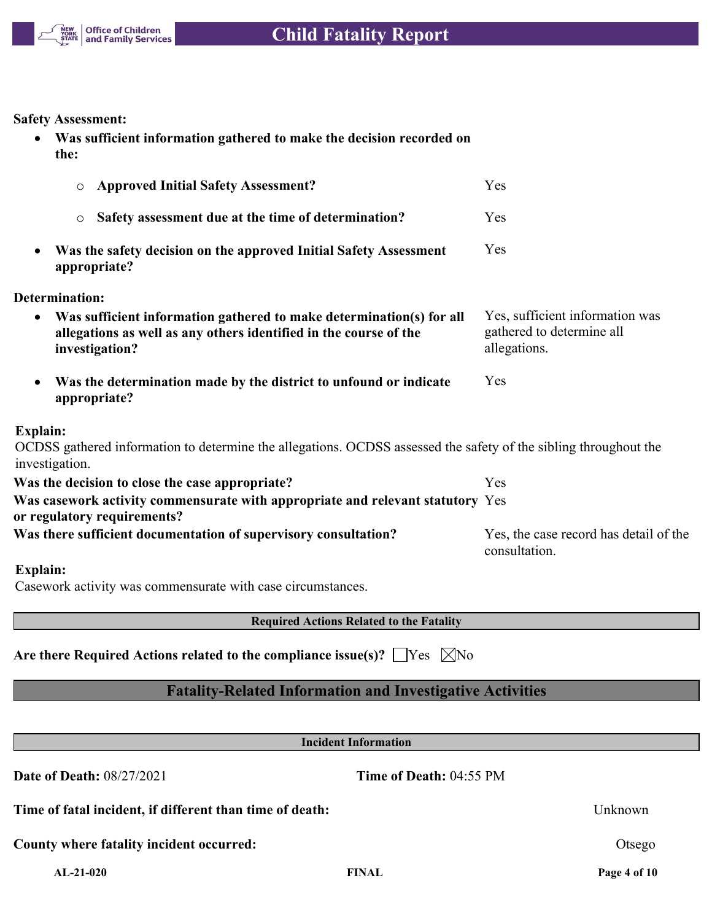**Safety Assessment:**

- **Was sufficient information gathered to make the decision recorded on the:**
    - **Approved Initial Safety Assessment?** Yes
    - **Safety assessment due at the time of determination?** Yes
- **Was the safety decision on the approved Initial Safety Assessment appropriate?** Yes

**Determination:**

- **Was sufficient information gathered to make determination(s) for all allegations as well as any others identified in the course of the investigation?** Yes, sufficient information was gathered to determine all allegations.
- **Was the determination made by the district to unfound or indicate appropriate?** Yes

**Explain:**
OCDSS gathered information to determine the allegations. OCDSS assessed the safety of the sibling throughout the investigation.

**Was the decision to close the case appropriate?** Yes

**Was casework activity commensurate with appropriate and relevant statutory or regulatory requirements?** Yes

**Was there sufficient documentation of supervisory consultation?** Yes, the case record has detail of the consultation.

**Explain:**
Casework activity was commensurate with case circumstances.

### Required Actions Related to the Fatality

**Are there Required Actions related to the compliance issue(s)?** ☐Yes ☒No

## Fatality-Related Information and Investigative Activities

### Incident Information

**Date of Death:** 08/27/2021 **Time of Death:** 04:55 PM

**Time of fatal incident, if different than time of death:** Unknown

**County where fatality incident occurred:** Otsego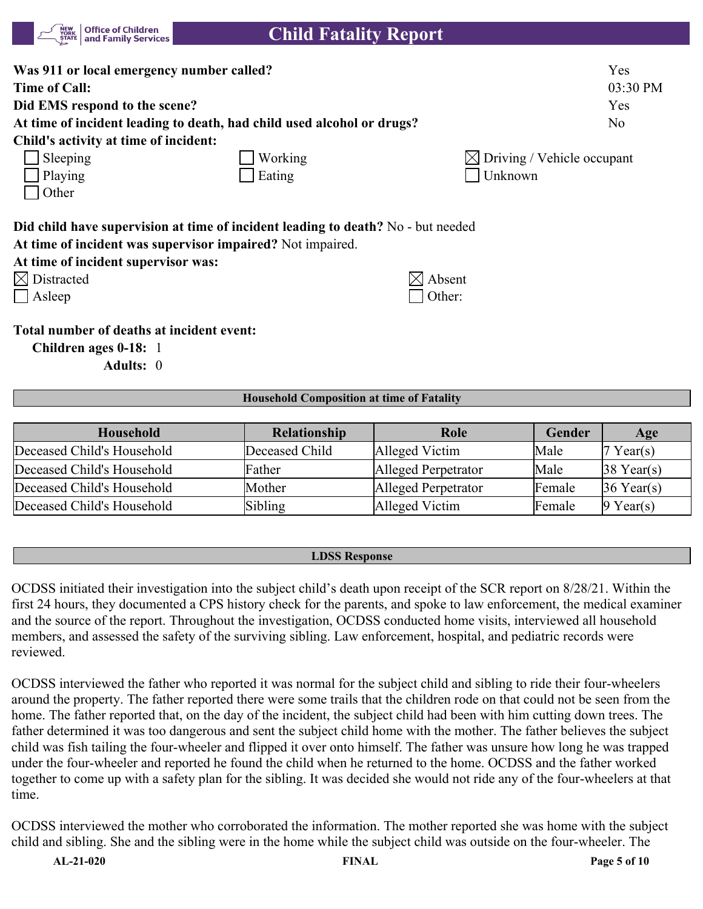**Was 911 or local emergency number called?** Yes

**Time of Call:** 03:30 PM

**Did EMS respond to the scene?** Yes

**At time of incident leading to death, had child used alcohol or drugs?** No

**Child's activity at time of incident:**

- [ ] Sleeping
- [ ] Working
- [x] Driving / Vehicle occupant
- [ ] Playing
- [ ] Eating
- [ ] Unknown
- [ ] Other

**Did child have supervision at time of incident leading to death?** No - but needed

**At time of incident was supervisor impaired?** Not impaired.

**At time of incident supervisor was:**

- [x] Distracted
- [x] Absent
- [ ] Asleep
- [ ] Other:

**Total number of deaths at incident event:**

**Children ages 0-18:** 1

**Adults:** 0

## Household Composition at time of Fatality

| Household | Relationship | Role | Gender | Age |
|---|---|---|---|---|
| Deceased Child's Household | Deceased Child | Alleged Victim | Male | 7 Year(s) |
| Deceased Child's Household | Father | Alleged Perpetrator | Male | 38 Year(s) |
| Deceased Child's Household | Mother | Alleged Perpetrator | Female | 36 Year(s) |
| Deceased Child's Household | Sibling | Alleged Victim | Female | 9 Year(s) |

## LDSS Response

OCDSS initiated their investigation into the subject child's death upon receipt of the SCR report on 8/28/21. Within the first 24 hours, they documented a CPS history check for the parents, and spoke to law enforcement, the medical examiner and the source of the report. Throughout the investigation, OCDSS conducted home visits, interviewed all household members, and assessed the safety of the surviving sibling. Law enforcement, hospital, and pediatric records were reviewed.

OCDSS interviewed the father who reported it was normal for the subject child and sibling to ride their four-wheelers around the property. The father reported there were some trails that the children rode on that could not be seen from the home. The father reported that, on the day of the incident, the subject child had been with him cutting down trees. The father determined it was too dangerous and sent the subject child home with the mother. The father believes the subject child was fish tailing the four-wheeler and flipped it over onto himself. The father was unsure how long he was trapped under the four-wheeler and reported he found the child when he returned to the home. OCDSS and the father worked together to come up with a safety plan for the sibling. It was decided she would not ride any of the four-wheelers at that time.

OCDSS interviewed the mother who corroborated the information. The mother reported she was home with the subject child and sibling. She and the sibling were in the home while the subject child was outside on the four-wheeler. The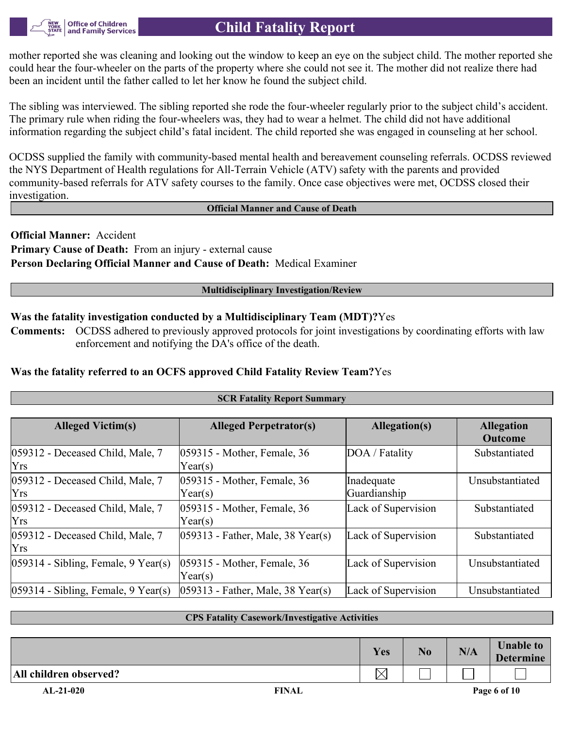mother reported she was cleaning and looking out the window to keep an eye on the subject child. The mother reported she could hear the four-wheeler on the parts of the property where she could not see it. The mother did not realize there had been an incident until the father called to let her know he found the subject child.

The sibling was interviewed. The sibling reported she rode the four-wheeler regularly prior to the subject child's accident. The primary rule when riding the four-wheelers was, they had to wear a helmet. The child did not have additional information regarding the subject child's fatal incident. The child reported she was engaged in counseling at her school.

OCDSS supplied the family with community-based mental health and bereavement counseling referrals. OCDSS reviewed the NYS Department of Health regulations for All-Terrain Vehicle (ATV) safety with the parents and provided community-based referrals for ATV safety courses to the family. Once case objectives were met, OCDSS closed their investigation.

## Official Manner and Cause of Death

**Official Manner:** Accident
**Primary Cause of Death:** From an injury - external cause
**Person Declaring Official Manner and Cause of Death:** Medical Examiner

## Multidisciplinary Investigation/Review

**Was the fatality investigation conducted by a Multidisciplinary Team (MDT)?** Yes

**Comments:** OCDSS adhered to previously approved protocols for joint investigations by coordinating efforts with law enforcement and notifying the DA's office of the death.

**Was the fatality referred to an OCFS approved Child Fatality Review Team?** Yes

## SCR Fatality Report Summary

| Alleged Victim(s) | Alleged Perpetrator(s) | Allegation(s) | Allegation Outcome |
|---|---|---|---|
| 059312 - Deceased Child, Male, 7 Yrs | 059315 - Mother, Female, 36 Year(s) | DOA / Fatality | Substantiated |
| 059312 - Deceased Child, Male, 7 Yrs | 059315 - Mother, Female, 36 Year(s) | Inadequate Guardianship | Unsubstantiated |
| 059312 - Deceased Child, Male, 7 Yrs | 059315 - Mother, Female, 36 Year(s) | Lack of Supervision | Substantiated |
| 059312 - Deceased Child, Male, 7 Yrs | 059313 - Father, Male, 38 Year(s) | Lack of Supervision | Substantiated |
| 059314 - Sibling, Female, 9 Year(s) | 059315 - Mother, Female, 36 Year(s) | Lack of Supervision | Unsubstantiated |
| 059314 - Sibling, Female, 9 Year(s) | 059313 - Father, Male, 38 Year(s) | Lack of Supervision | Unsubstantiated |

## CPS Fatality Casework/Investigative Activities

| | Yes | No | N/A | Unable to Determine |
|---|---|---|---|---|
| All children observed? | ☒ | ☐ | ☐ | ☐ |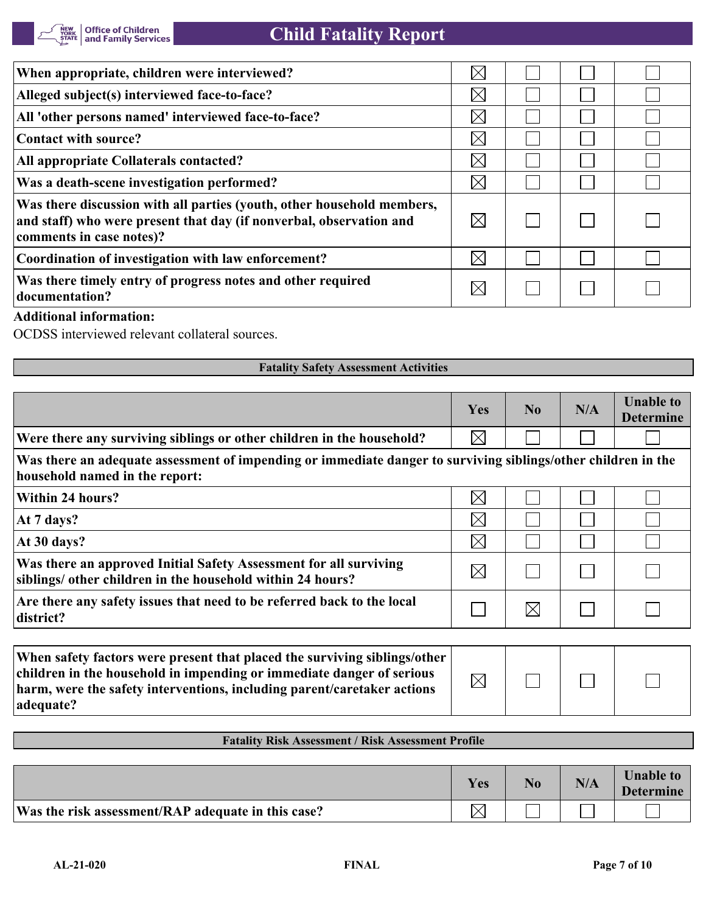| | Yes | No | N/A | Unable to Determine |
|---|---|---|---|---|
| When appropriate, children were interviewed? | ☒ | ☐ | ☐ | ☐ |
| Alleged subject(s) interviewed face-to-face? | ☒ | ☐ | ☐ | ☐ |
| All 'other persons named' interviewed face-to-face? | ☒ | ☐ | ☐ | ☐ |
| Contact with source? | ☒ | ☐ | ☐ | ☐ |
| All appropriate Collaterals contacted? | ☒ | ☐ | ☐ | ☐ |
| Was a death-scene investigation performed? | ☒ | ☐ | ☐ | ☐ |
| Was there discussion with all parties (youth, other household members, and staff) who were present that day (if nonverbal, observation and comments in case notes)? | ☒ | ☐ | ☐ | ☐ |
| Coordination of investigation with law enforcement? | ☒ | ☐ | ☐ | ☐ |
| Was there timely entry of progress notes and other required documentation? | ☒ | ☐ | ☐ | ☐ |

**Additional information:**

OCDSS interviewed relevant collateral sources.

## Fatality Safety Assessment Activities

| | Yes | No | N/A | Unable to Determine |
|---|---|---|---|---|
| Were there any surviving siblings or other children in the household? | ☒ | ☐ | ☐ | ☐ |
| **Was there an adequate assessment of impending or immediate danger to surviving siblings/other children in the household named in the report:** | | | | |
| Within 24 hours? | ☒ | ☐ | ☐ | ☐ |
| At 7 days? | ☒ | ☐ | ☐ | ☐ |
| At 30 days? | ☒ | ☐ | ☐ | ☐ |
| Was there an approved Initial Safety Assessment for all surviving siblings/ other children in the household within 24 hours? | ☒ | ☐ | ☐ | ☐ |
| Are there any safety issues that need to be referred back to the local district? | ☐ | ☒ | ☐ | ☐ |

| | Yes | No | N/A | Unable to Determine |
|---|---|---|---|---|
| When safety factors were present that placed the surviving siblings/other children in the household in impending or immediate danger of serious harm, were the safety interventions, including parent/caretaker actions adequate? | ☒ | ☐ | ☐ | ☐ |

## Fatality Risk Assessment / Risk Assessment Profile

| | Yes | No | N/A | Unable to Determine |
|---|---|---|---|---|
| Was the risk assessment/RAP adequate in this case? | ☒ | ☐ | ☐ | ☐ |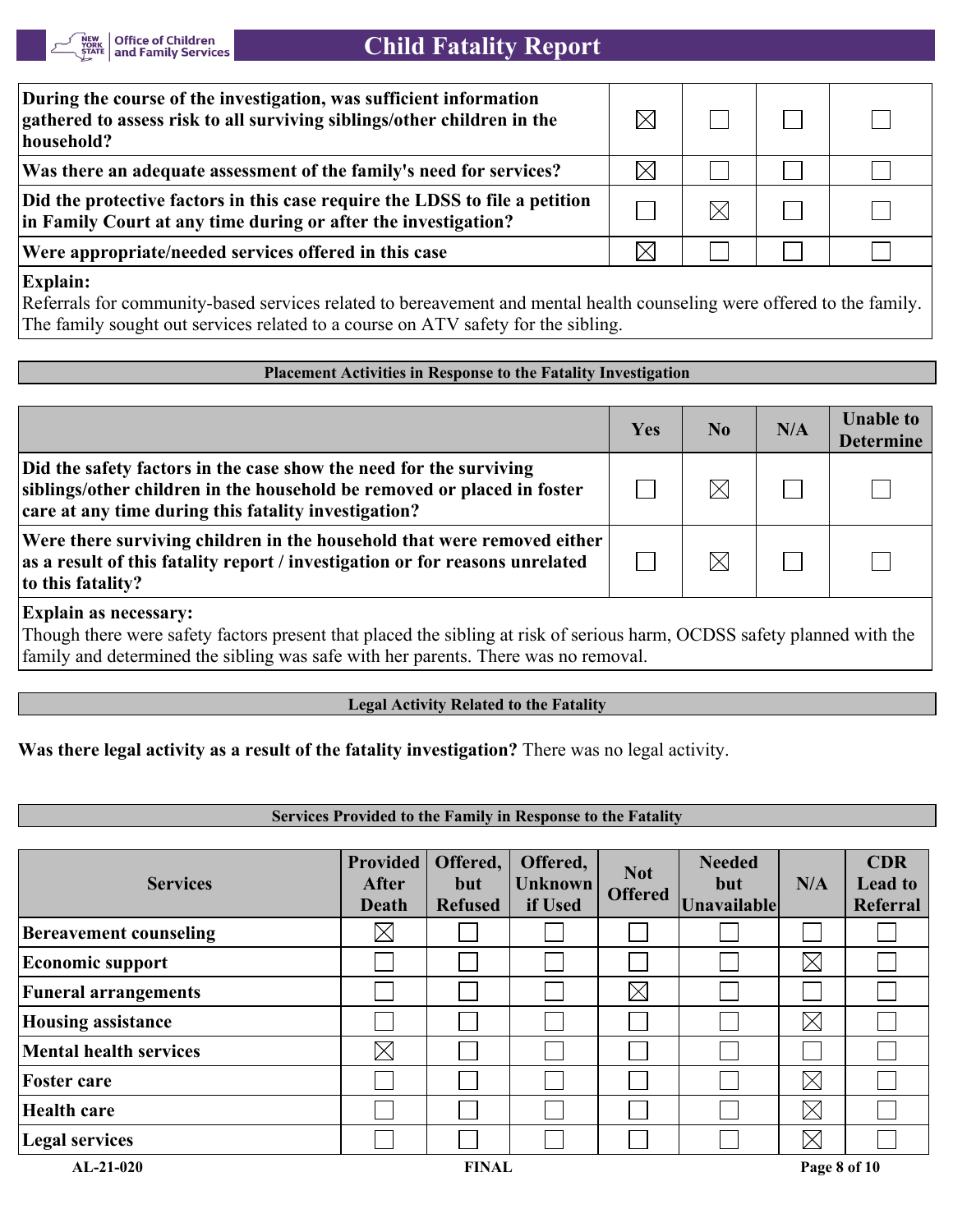| | | | | |
|---|---|---|---|---|
| **During the course of the investigation, was sufficient information gathered to assess risk to all surviving siblings/other children in the household?** | ☒ | ☐ | ☐ | ☐ |
| **Was there an adequate assessment of the family's need for services?** | ☒ | ☐ | ☐ | ☐ |
| **Did the protective factors in this case require the LDSS to file a petition in Family Court at any time during or after the investigation?** | ☐ | ☒ | ☐ | ☐ |
| **Were appropriate/needed services offered in this case** | ☒ | ☐ | ☐ | ☐ |

**Explain:**
Referrals for community-based services related to bereavement and mental health counseling were offered to the family. The family sought out services related to a course on ATV safety for the sibling.

### Placement Activities in Response to the Fatality Investigation

| | Yes | No | N/A | Unable to Determine |
|---|---|---|---|---|
| **Did the safety factors in the case show the need for the surviving siblings/other children in the household be removed or placed in foster care at any time during this fatality investigation?** | ☐ | ☒ | ☐ | ☐ |
| **Were there surviving children in the household that were removed either as a result of this fatality report / investigation or for reasons unrelated to this fatality?** | ☐ | ☒ | ☐ | ☐ |

**Explain as necessary:**
Though there were safety factors present that placed the sibling at risk of serious harm, OCDSS safety planned with the family and determined the sibling was safe with her parents. There was no removal.

### Legal Activity Related to the Fatality

**Was there legal activity as a result of the fatality investigation?** There was no legal activity.

### Services Provided to the Family in Response to the Fatality

| Services | Provided After Death | Offered, but Refused | Offered, Unknown if Used | Not Offered | Needed but Unavailable | N/A | CDR Lead to Referral |
|---|---|---|---|---|---|---|---|
| **Bereavement counseling** | ☒ | ☐ | ☐ | ☐ | ☐ | ☐ | ☐ |
| **Economic support** | ☐ | ☐ | ☐ | ☐ | ☐ | ☒ | ☐ |
| **Funeral arrangements** | ☐ | ☐ | ☐ | ☒ | ☐ | ☐ | ☐ |
| **Housing assistance** | ☐ | ☐ | ☐ | ☐ | ☐ | ☒ | ☐ |
| **Mental health services** | ☒ | ☐ | ☐ | ☐ | ☐ | ☐ | ☐ |
| **Foster care** | ☐ | ☐ | ☐ | ☐ | ☐ | ☒ | ☐ |
| **Health care** | ☐ | ☐ | ☐ | ☐ | ☐ | ☒ | ☐ |
| **Legal services** | ☐ | ☐ | ☐ | ☐ | ☐ | ☒ | ☐ |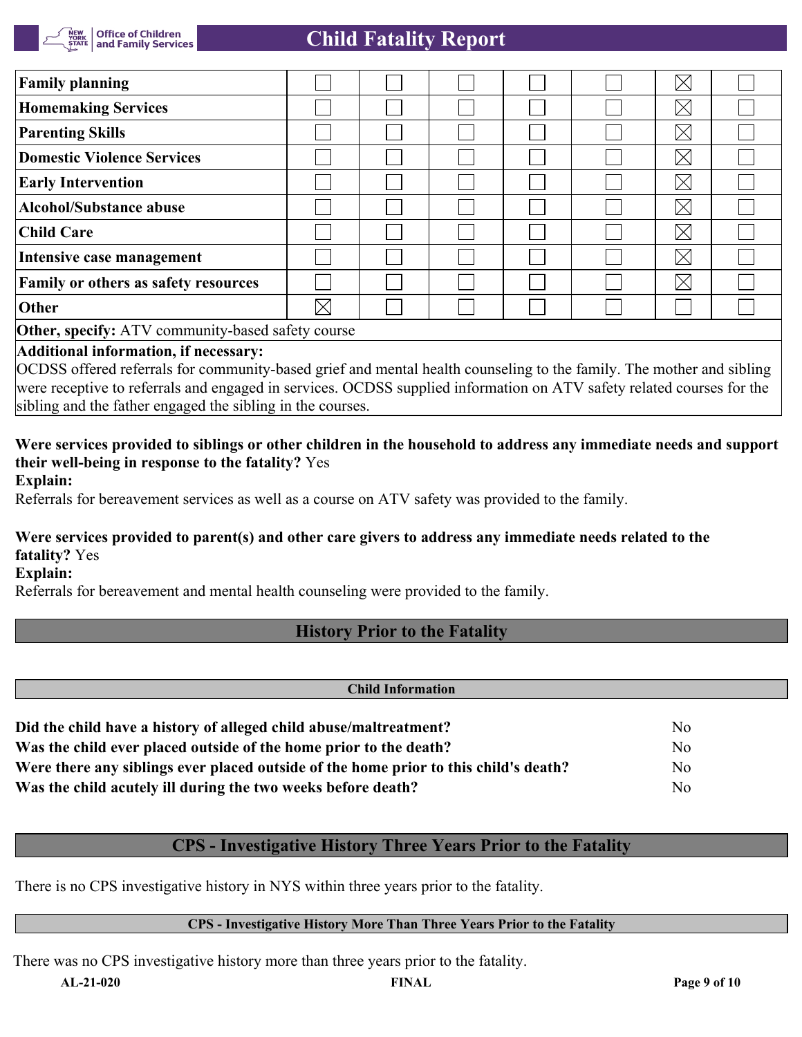| | | | | | | | |
|---|---|---|---|---|---|---|---|
| **Family planning** | ☐ | ☐ | ☐ | ☐ | ☐ | ☒ | ☐ |
| **Homemaking Services** | ☐ | ☐ | ☐ | ☐ | ☐ | ☒ | ☐ |
| **Parenting Skills** | ☐ | ☐ | ☐ | ☐ | ☐ | ☒ | ☐ |
| **Domestic Violence Services** | ☐ | ☐ | ☐ | ☐ | ☐ | ☒ | ☐ |
| **Early Intervention** | ☐ | ☐ | ☐ | ☐ | ☐ | ☒ | ☐ |
| **Alcohol/Substance abuse** | ☐ | ☐ | ☐ | ☐ | ☐ | ☒ | ☐ |
| **Child Care** | ☐ | ☐ | ☐ | ☐ | ☐ | ☒ | ☐ |
| **Intensive case management** | ☐ | ☐ | ☐ | ☐ | ☐ | ☒ | ☐ |
| **Family or others as safety resources** | ☐ | ☐ | ☐ | ☐ | ☐ | ☒ | ☐ |
| **Other** | ☒ | ☐ | ☐ | ☐ | ☐ | ☐ | ☐ |

**Other, specify:** ATV community-based safety course

**Additional information, if necessary:**
OCDSS offered referrals for community-based grief and mental health counseling to the family. The mother and sibling were receptive to referrals and engaged in services. OCDSS supplied information on ATV safety related courses for the sibling and the father engaged the sibling in the courses.

**Were services provided to siblings or other children in the household to address any immediate needs and support their well-being in response to the fatality?** Yes

**Explain:**
Referrals for bereavement services as well as a course on ATV safety was provided to the family.

**Were services provided to parent(s) and other care givers to address any immediate needs related to the fatality?** Yes

**Explain:**
Referrals for bereavement and mental health counseling were provided to the family.

## History Prior to the Fatality

### Child Information

| | |
|---|---|
| **Did the child have a history of alleged child abuse/maltreatment?** | No |
| **Was the child ever placed outside of the home prior to the death?** | No |
| **Were there any siblings ever placed outside of the home prior to this child's death?** | No |
| **Was the child acutely ill during the two weeks before death?** | No |

## CPS - Investigative History Three Years Prior to the Fatality

There is no CPS investigative history in NYS within three years prior to the fatality.

### CPS - Investigative History More Than Three Years Prior to the Fatality

There was no CPS investigative history more than three years prior to the fatality.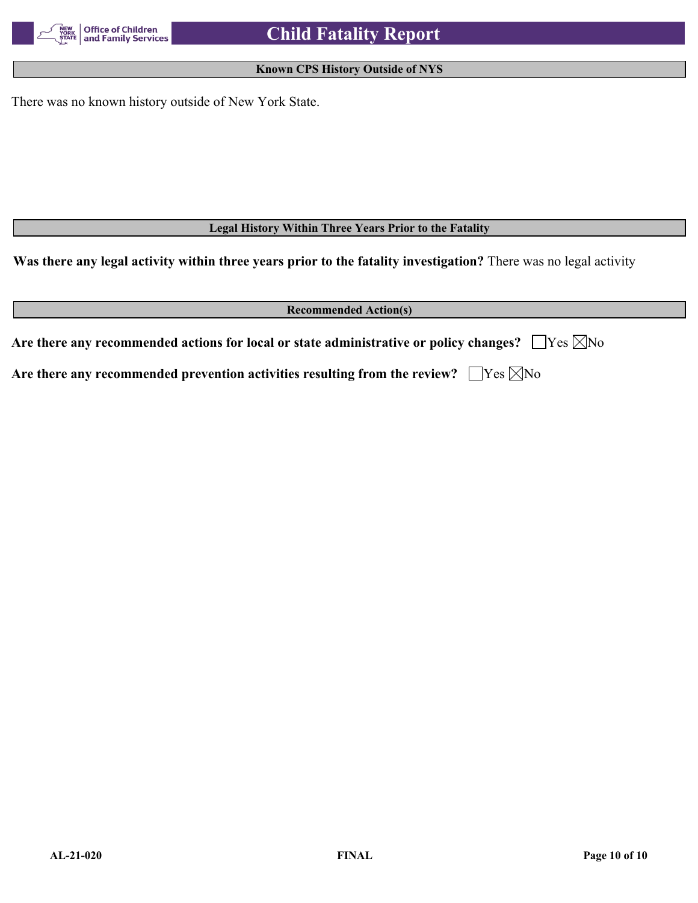## Known CPS History Outside of NYS

There was no known history outside of New York State.

## Legal History Within Three Years Prior to the Fatality

**Was there any legal activity within three years prior to the fatality investigation?** There was no legal activity

## Recommended Action(s)

**Are there any recommended actions for local or state administrative or policy changes?** ☐ Yes ☒ No

**Are there any recommended prevention activities resulting from the review?** ☐ Yes ☒ No